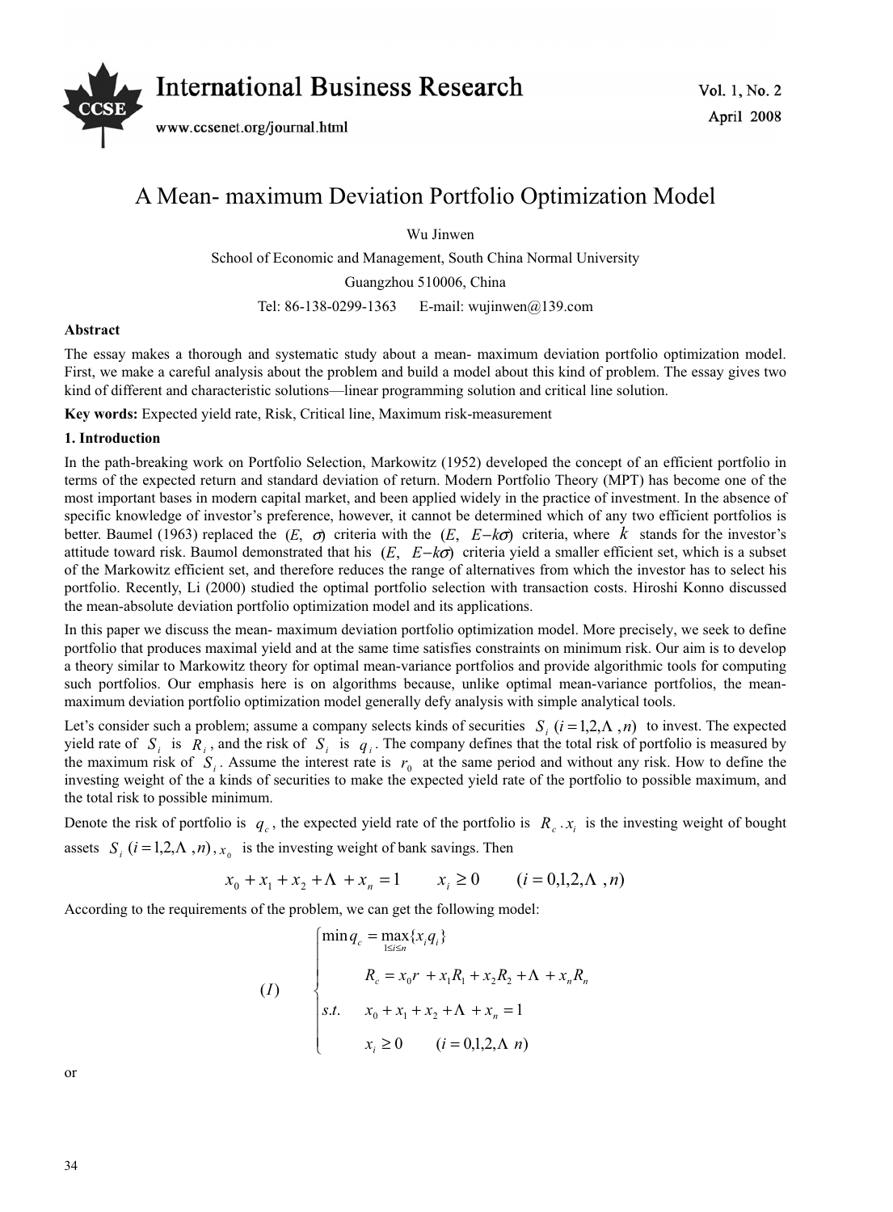# A Mean- maximum Deviation Portfolio Optimization Model

Wu Jinwen

School of Economic and Management, South China Normal University

Guangzhou 510006, China

Tel: 86-138-0299-1363 E-mail: wujinwen@139.com

**Abstract**

The essay makes a thorough and systematic study about a mean- maximum deviation portfolio optimization model. First, we make a careful analysis about the problem and build a model about this kind of problem. The essay gives two kind of different and characteristic solutions—linear programming solution and critical line solution.

**Key words:** Expected yield rate, Risk, Critical line, Maximum risk-measurement

**1. Introduction**

In the path-breaking work on Portfolio Selection, Markowitz (1952) developed the concept of an efficient portfolio in terms of the expected return and standard deviation of return. Modern Portfolio Theory (MPT) has become one of the most important bases in modern capital market, and been applied widely in the practice of investment. In the absence of specific knowledge of investor's preference, however, it cannot be determined which of any two efficient portfolios is better. Baumel (1963) replaced the $(E, \sigma)$ criteria with the $(E, E-k\sigma)$ criteria, where $k$ stands for the investor's attitude toward risk. Baumol demonstrated that his $(E, E-k\sigma)$ criteria yield a smaller efficient set, which is a subset of the Markowitz efficient set, and therefore reduces the range of alternatives from which the investor has to select his portfolio. Recently, Li (2000) studied the optimal portfolio selection with transaction costs. Hiroshi Konno discussed the mean-absolute deviation portfolio optimization model and its applications.

In this paper we discuss the mean- maximum deviation portfolio optimization model. More precisely, we seek to define portfolio that produces maximal yield and at the same time satisfies constraints on minimum risk. Our aim is to develop a theory similar to Markowitz theory for optimal mean-variance portfolios and provide algorithmic tools for computing such portfolios. Our emphasis here is on algorithms because, unlike optimal mean-variance portfolios, the mean-maximum deviation portfolio optimization model generally defy analysis with simple analytical tools.

Let's consider such a problem; assume a company selects kinds of securities $S_i \ (i=1,2,\Lambda,n)$ to invest. The expected yield rate of $S_i$ is $R_i$, and the risk of $S_i$ is $q_i$. The company defines that the total risk of portfolio is measured by the maximum risk of $S_i$. Assume the interest rate is $r_0$ at the same period and without any risk. How to define the investing weight of the a kinds of securities to make the expected yield rate of the portfolio to possible maximum, and the total risk to possible minimum.

Denote the risk of portfolio is $q_c$, the expected yield rate of the portfolio is $R_c \cdot x_i$ is the investing weight of bought assets $S_i \ (i=1,2,\Lambda,n)$, $x_0$ is the investing weight of bank savings. Then

$$x_0 + x_1 + x_2 + \Lambda + x_n = 1 \qquad x_i \geq 0 \qquad (i=0,1,2,\Lambda,n)$$

According to the requirements of the problem, we can get the following model:

$$(I) \qquad \begin{cases} \min q_c = \max\limits_{1\leq i\leq n}\{x_i q_i\} \\ \qquad R_c = x_0 r + x_1 R_1 + x_2 R_2 + \Lambda + x_n R_n \\ s.t. \quad x_0 + x_1 + x_2 + \Lambda + x_n = 1 \\ \qquad x_i \geq 0 \qquad (i=0,1,2,\Lambda\ n) \end{cases}$$

or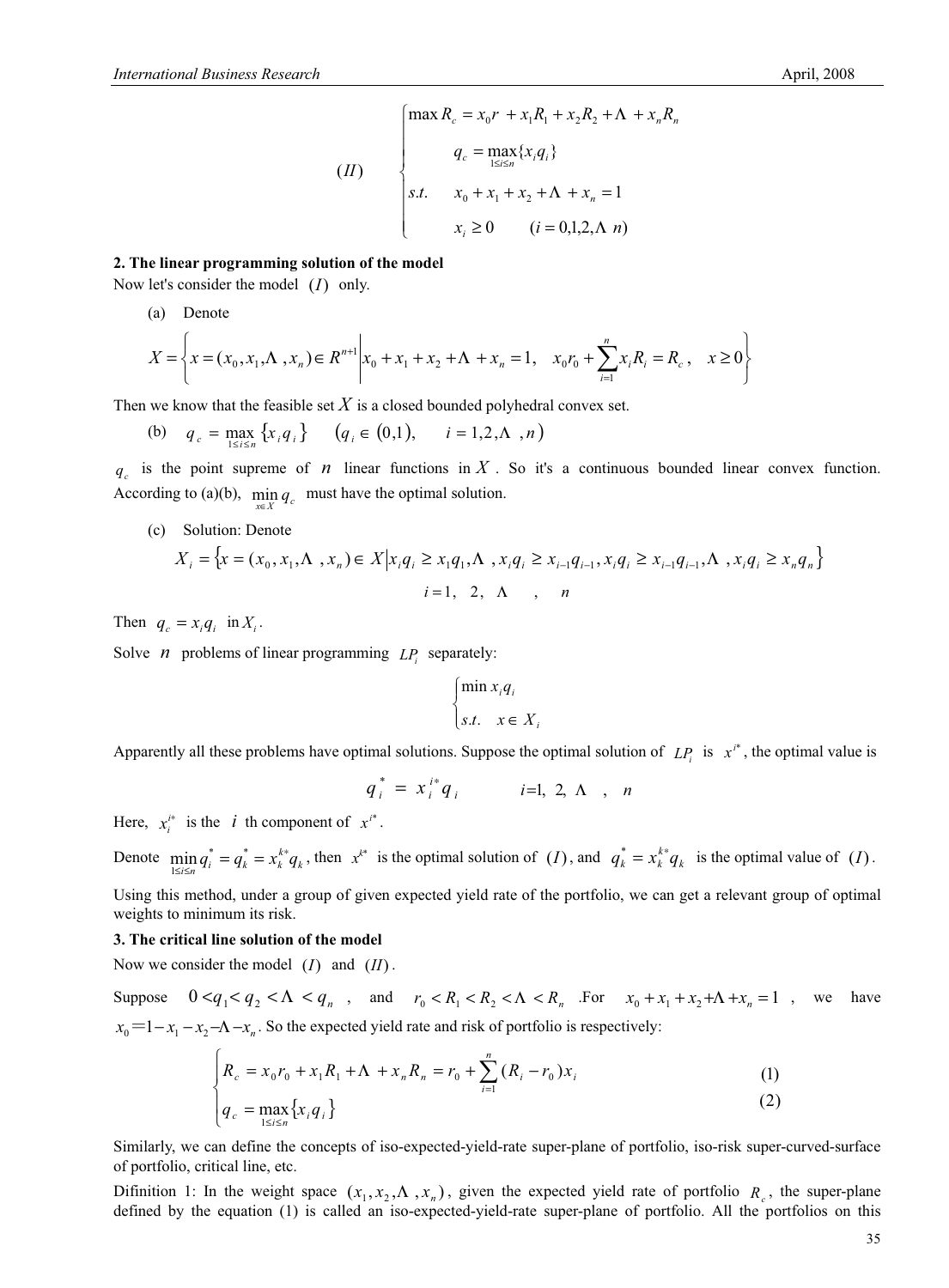$$
(II)\quad \begin{cases} \max R_c = x_0 r + x_1 R_1 + x_2 R_2 + \cdots + x_n R_n \\ \quad q_c = \max\limits_{1 \le i \le n}\{x_i q_i\} \\ s.t. \quad x_0 + x_1 + x_2 + \cdots + x_n = 1 \\ \quad x_i \ge 0 \qquad (i = 0,1,2,\cdots n) \end{cases}
$$

**2. The linear programming solution of the model**

Now let's consider the model $(I)$ only.

(a) Denote

$$
X = \left\{ x = (x_0, x_1, \cdots, x_n) \in R^{n+1} \middle| x_0 + x_1 + x_2 + \cdots + x_n = 1,\quad x_0 r_0 + \sum_{i=1}^{n} x_i R_i = R_c,\quad x \ge 0 \right\}
$$

Then we know that the feasible set $X$ is a closed bounded polyhedral convex set.

(b) $q_c = \max\limits_{1 \le i \le n}\{x_i q_i\} \qquad (q_i \in (0,1), \quad i = 1,2,\cdots,n)$

$q_c$ is the point supreme of $n$ linear functions in $X$. So it's a continuous bounded linear convex function. According to (a)(b), $\min\limits_{x \in X} q_c$ must have the optimal solution.

(c) Solution: Denote

$$
X_i = \{x = (x_0, x_1, \cdots, x_n) \in X | x_i q_i \ge x_1 q_1, \cdots, x_i q_i \ge x_{i-1} q_{i-1}, x_i q_i \ge x_{i-1} q_{i-1}, \cdots, x_i q_i \ge x_n q_n\}
$$

$$
i = 1,\ 2,\ \cdots,\ n
$$

Then $q_c = x_i q_i$ in $X_i$.

Solve $n$ problems of linear programming $LP_i$ separately:

$$
\begin{cases} \min x_i q_i \\ s.t. \quad x \in X_i \end{cases}
$$

Apparently all these problems have optimal solutions. Suppose the optimal solution of $LP_i$ is $x^{i*}$, the optimal value is

$$
q_i^* = x_i^{i*} q_i \qquad i = 1,\ 2,\ \cdots,\ n
$$

Here, $x_i^{i*}$ is the $i$ th component of $x^{i*}$.

Denote $\min\limits_{1 \le i \le n} q_i^* = q_k^* = x_k^{k*} q_k$, then $x^{k*}$ is the optimal solution of $(I)$, and $q_k^* = x_k^{k*} q_k$ is the optimal value of $(I)$.

Using this method, under a group of given expected yield rate of the portfolio, we can get a relevant group of optimal weights to minimum its risk.

**3. The critical line solution of the model**

Now we consider the model $(I)$ and $(II)$.

Suppose $0 < q_1 < q_2 < \cdots < q_n$, and $r_0 < R_1 < R_2 < \cdots < R_n$. For $x_0 + x_1 + x_2 + \cdots + x_n = 1$, we have $x_0 = 1 - x_1 - x_2 - \cdots - x_n$. So the expected yield rate and risk of portfolio is respectively:

$$
\begin{cases} R_c = x_0 r_0 + x_1 R_1 + \cdots + x_n R_n = r_0 + \sum\limits_{i=1}^{n} (R_i - r_0) x_i & (1) \\ q_c = \max\limits_{1 \le i \le n}\{x_i q_i\} & (2) \end{cases}
$$

Similarly, we can define the concepts of iso-expected-yield-rate super-plane of portfolio, iso-risk super-curved-surface of portfolio, critical line, etc.

Difinition 1: In the weight space $(x_1, x_2, \cdots, x_n)$, given the expected yield rate of portfolio $R_c$, the super-plane defined by the equation (1) is called an iso-expected-yield-rate super-plane of portfolio. All the portfolios on this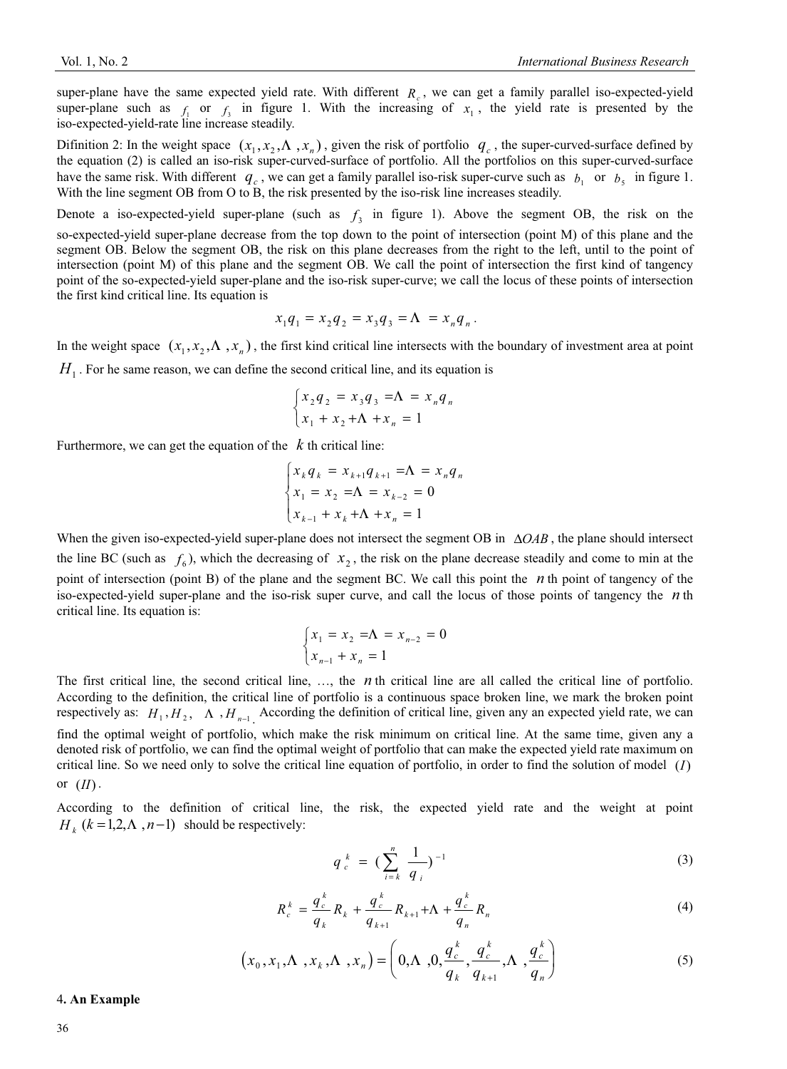super-plane have the same expected yield rate. With different $R_c$, we can get a family parallel iso-expected-yield super-plane such as $f_1$ or $f_3$ in figure 1. With the increasing of $x_1$, the yield rate is presented by the iso-expected-yield-rate line increase steadily.

Difinition 2: In the weight space $(x_1, x_2, \Lambda, x_n)$, given the risk of portfolio $q_c$, the super-curved-surface defined by the equation (2) is called an iso-risk super-curved-surface of portfolio. All the portfolios on this super-curved-surface have the same risk. With different $q_c$, we can get a family parallel iso-risk super-curve such as $b_1$ or $b_5$ in figure 1. With the line segment OB from O to B, the risk presented by the iso-risk line increases steadily.

Denote a iso-expected-yield super-plane (such as $f_3$ in figure 1). Above the segment OB, the risk on the so-expected-yield super-plane decrease from the top down to the point of intersection (point M) of this plane and the segment OB. Below the segment OB, the risk on this plane decreases from the right to the left, until to the point of intersection (point M) of this plane and the segment OB. We call the point of intersection the first kind of tangency point of the so-expected-yield super-plane and the iso-risk super-curve; we call the locus of these points of intersection the first kind critical line. Its equation is

$$x_1 q_1 = x_2 q_2 = x_3 q_3 = \Lambda = x_n q_n .$$

In the weight space $(x_1, x_2, \Lambda, x_n)$, the first kind critical line intersects with the boundary of investment area at point $H_1$. For he same reason, we can define the second critical line, and its equation is

$$\begin{cases} x_2 q_2 = x_3 q_3 = \Lambda = x_n q_n \\ x_1 + x_2 + \Lambda + x_n = 1 \end{cases}$$

Furthermore, we can get the equation of the $k$ th critical line:

$$\begin{cases} x_k q_k = x_{k+1} q_{k+1} = \Lambda = x_n q_n \\ x_1 = x_2 = \Lambda = x_{k-2} = 0 \\ x_{k-1} + x_k + \Lambda + x_n = 1 \end{cases}$$

When the given iso-expected-yield super-plane does not intersect the segment OB in $\Delta OAB$, the plane should intersect the line BC (such as $f_6$), which the decreasing of $x_2$, the risk on the plane decrease steadily and come to min at the point of intersection (point B) of the plane and the segment BC. We call this point the $n$ th point of tangency of the iso-expected-yield super-plane and the iso-risk super curve, and call the locus of those points of tangency the $n$ th critical line. Its equation is:

$$\begin{cases} x_1 = x_2 = \Lambda = x_{n-2} = 0 \\ x_{n-1} + x_n = 1 \end{cases}$$

The first critical line, the second critical line, …, the $n$ th critical line are all called the critical line of portfolio. According to the definition, the critical line of portfolio is a continuous space broken line, we mark the broken point respectively as: $H_1, H_2, \Lambda, H_{n-1}$. According the definition of critical line, given any an expected yield rate, we can find the optimal weight of portfolio, which make the risk minimum on critical line. At the same time, given any a denoted risk of portfolio, we can find the optimal weight of portfolio that can make the expected yield rate maximum on critical line. So we need only to solve the critical line equation of portfolio, in order to find the solution of model $(I)$ or $(II)$.

According to the definition of critical line, the risk, the expected yield rate and the weight at point $H_k$ $(k = 1, 2, \Lambda, n-1)$ should be respectively:

$$q_c^k = \left(\sum_{i=k}^{n} \frac{1}{q_i}\right)^{-1} \tag{3}$$

$$R_c^k = \frac{q_c^k}{q_k} R_k + \frac{q_c^k}{q_{k+1}} R_{k+1} + \Lambda + \frac{q_c^k}{q_n} R_n \tag{4}$$

$$\left(x_0, x_1, \Lambda, x_k, \Lambda, x_n\right) = \left(0, \Lambda, 0, \frac{q_c^k}{q_k}, \frac{q_c^k}{q_{k+1}}, \Lambda, \frac{q_c^k}{q_n}\right) \tag{5}$$

## 4. An Example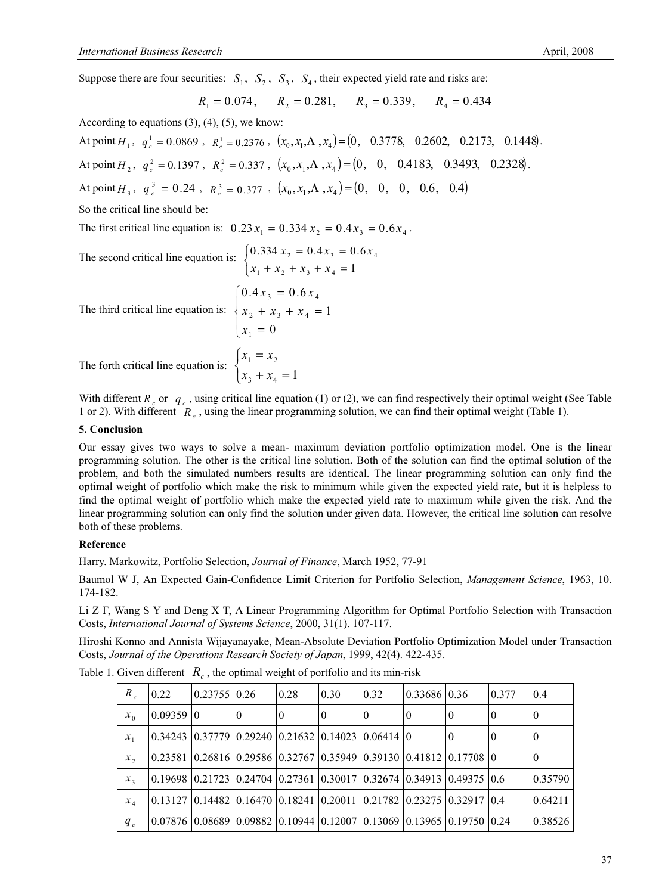Suppose there are four securities: $S_1$, $S_2$, $S_3$, $S_4$, their expected yield rate and risks are:

$$R_1 = 0.074, \quad R_2 = 0.281, \quad R_3 = 0.339, \quad R_4 = 0.434$$

According to equations (3), (4), (5), we know:

At point $H_1$, $q_c^1 = 0.0869$, $R_c^1 = 0.2376$, $(x_0, x_1, \Lambda, x_4) = (0, \ 0.3778, \ 0.2602, \ 0.2173, \ 0.1448)$.

At point $H_2$, $q_c^2 = 0.1397$, $R_c^2 = 0.337$, $(x_0, x_1, \Lambda, x_4) = (0, \ 0, \ 0.4183, \ 0.3493, \ 0.2328)$.

At point $H_3$, $q_c^3 = 0.24$, $R_c^3 = 0.377$, $(x_0, x_1, \Lambda, x_4) = (0, \ 0, \ 0, \ 0.6, \ 0.4)$

So the critical line should be:

The first critical line equation is: $0.23x_1 = 0.334x_2 = 0.4x_3 = 0.6x_4$.

The second critical line equation is: $\begin{cases} 0.334x_2 = 0.4x_3 = 0.6x_4 \\ x_1 + x_2 + x_3 + x_4 = 1 \end{cases}$

The third critical line equation is: $\begin{cases} 0.4x_3 = 0.6x_4 \\ x_2 + x_3 + x_4 = 1 \\ x_1 = 0 \end{cases}$

The forth critical line equation is: $\begin{cases} x_1 = x_2 \\ x_3 + x_4 = 1 \end{cases}$

With different $R_c$ or $q_c$, using critical line equation (1) or (2), we can find respectively their optimal weight (See Table 1 or 2). With different $R_c$, using the linear programming solution, we can find their optimal weight (Table 1).

### 5. Conclusion

Our essay gives two ways to solve a mean- maximum deviation portfolio optimization model. One is the linear programming solution. The other is the critical line solution. Both of the solution can find the optimal solution of the problem, and both the simulated numbers results are identical. The linear programming solution can only find the optimal weight of portfolio which make the risk to minimum while given the expected yield rate, but it is helpless to find the optimal weight of portfolio which make the expected yield rate to maximum while given the risk. And the linear programming solution can only find the solution under given data. However, the critical line solution can resolve both of these problems.

### Reference

Harry. Markowitz, Portfolio Selection, *Journal of Finance*, March 1952, 77-91

Baumol W J, An Expected Gain-Confidence Limit Criterion for Portfolio Selection, *Management Science*, 1963, 10. 174-182.

Li Z F, Wang S Y and Deng X T, A Linear Programming Algorithm for Optimal Portfolio Selection with Transaction Costs, *International Journal of Systems Science*, 2000, 31(1). 107-117.

Hiroshi Konno and Annista Wijayanayake, Mean-Absolute Deviation Portfolio Optimization Model under Transaction Costs, *Journal of the Operations Research Society of Japan*, 1999, 42(4). 422-435.

Table 1. Given different $R_c$, the optimal weight of portfolio and its min-risk

| $R_c$ | 0.22 | 0.23755 | 0.26 | 0.28 | 0.30 | 0.32 | 0.33686 | 0.36 | 0.377 | 0.4 |
|---|---|---|---|---|---|---|---|---|---|---|
| $x_0$ | 0.09359 | 0 | 0 | 0 | 0 | 0 | 0 | 0 | 0 | 0 |
| $x_1$ | 0.34243 | 0.37779 | 0.29240 | 0.21632 | 0.14023 | 0.06414 | 0 | 0 | 0 | 0 |
| $x_2$ | 0.23581 | 0.26816 | 0.29586 | 0.32767 | 0.35949 | 0.39130 | 0.41812 | 0.17708 | 0 | 0 |
| $x_3$ | 0.19698 | 0.21723 | 0.24704 | 0.27361 | 0.30017 | 0.32674 | 0.34913 | 0.49375 | 0.6 | 0.35790 |
| $x_4$ | 0.13127 | 0.14482 | 0.16470 | 0.18241 | 0.20011 | 0.21782 | 0.23275 | 0.32917 | 0.4 | 0.64211 |
| $q_c$ | 0.07876 | 0.08689 | 0.09882 | 0.10944 | 0.12007 | 0.13069 | 0.13965 | 0.19750 | 0.24 | 0.38526 |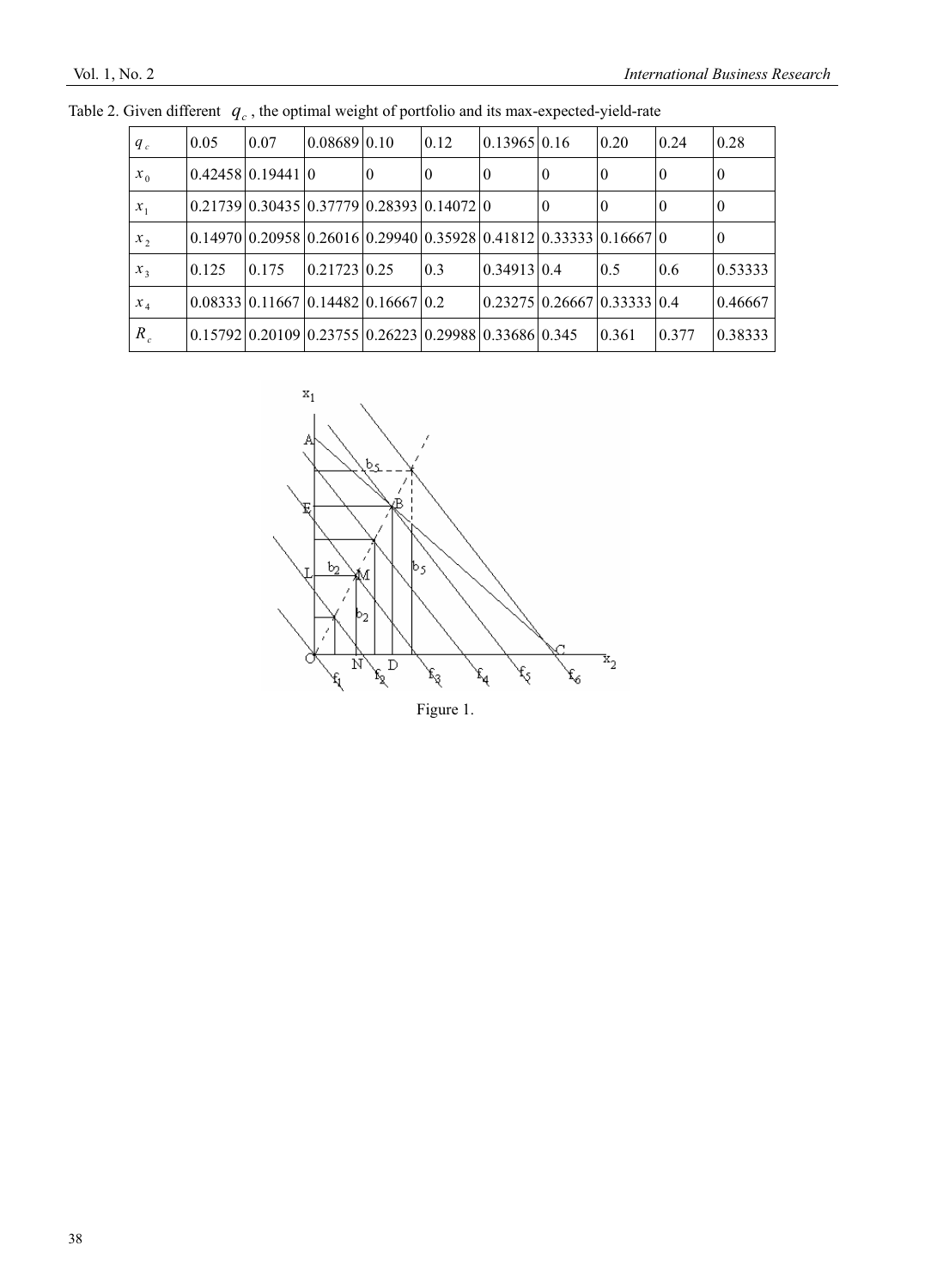Table 2. Given different $q_c$, the optimal weight of portfolio and its max-expected-yield-rate

| $q_c$ | 0.05 | 0.07 | 0.08689 | 0.10 | 0.12 | 0.13965 | 0.16 | 0.20 | 0.24 | 0.28 |
|---|---|---|---|---|---|---|---|---|---|---|
| $x_0$ | 0.42458 | 0.19441 | 0 | 0 | 0 | 0 | 0 | 0 | 0 | 0 |
| $x_1$ | 0.21739 | 0.30435 | 0.37779 | 0.28393 | 0.14072 | 0 | 0 | 0 | 0 | 0 |
| $x_2$ | 0.14970 | 0.20958 | 0.26016 | 0.29940 | 0.35928 | 0.41812 | 0.33333 | 0.16667 | 0 | 0 |
| $x_3$ | 0.125 | 0.175 | 0.21723 | 0.25 | 0.3 | 0.34913 | 0.4 | 0.5 | 0.6 | 0.53333 |
| $x_4$ | 0.08333 | 0.11667 | 0.14482 | 0.16667 | 0.2 | 0.23275 | 0.26667 | 0.33333 | 0.4 | 0.46667 |
| $R_c$ | 0.15792 | 0.20109 | 0.23755 | 0.26223 | 0.29988 | 0.33686 | 0.345 | 0.361 | 0.377 | 0.38333 |

x1
A
E
L
O
b5
B
b2
M
b2
b5
N
D
C
x2
f1
f2
f3
f4
f5
f6

Figure 1.